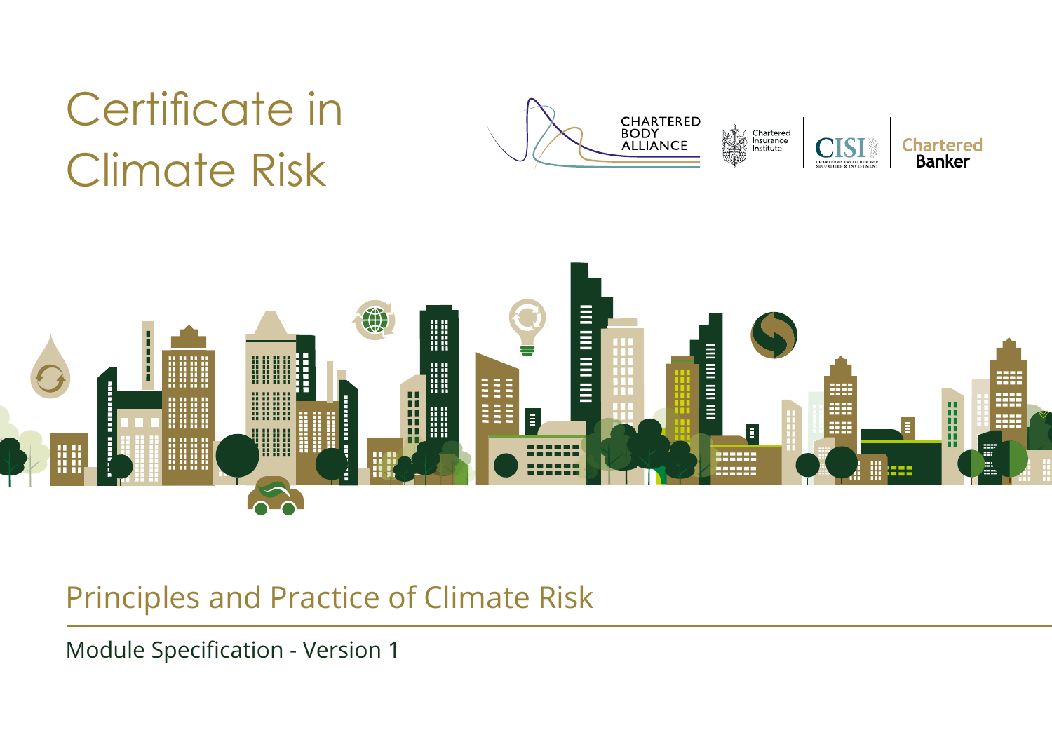# Certificate in Climate Risk

CHARTERED BODY ALLIANCE

Chartered Insurance Institute

CISI CHARTERED INSTITUTE FOR SECURITIES & INVESTMENT

Chartered Banker

## Principles and Practice of Climate Risk

Module Specification - Version 1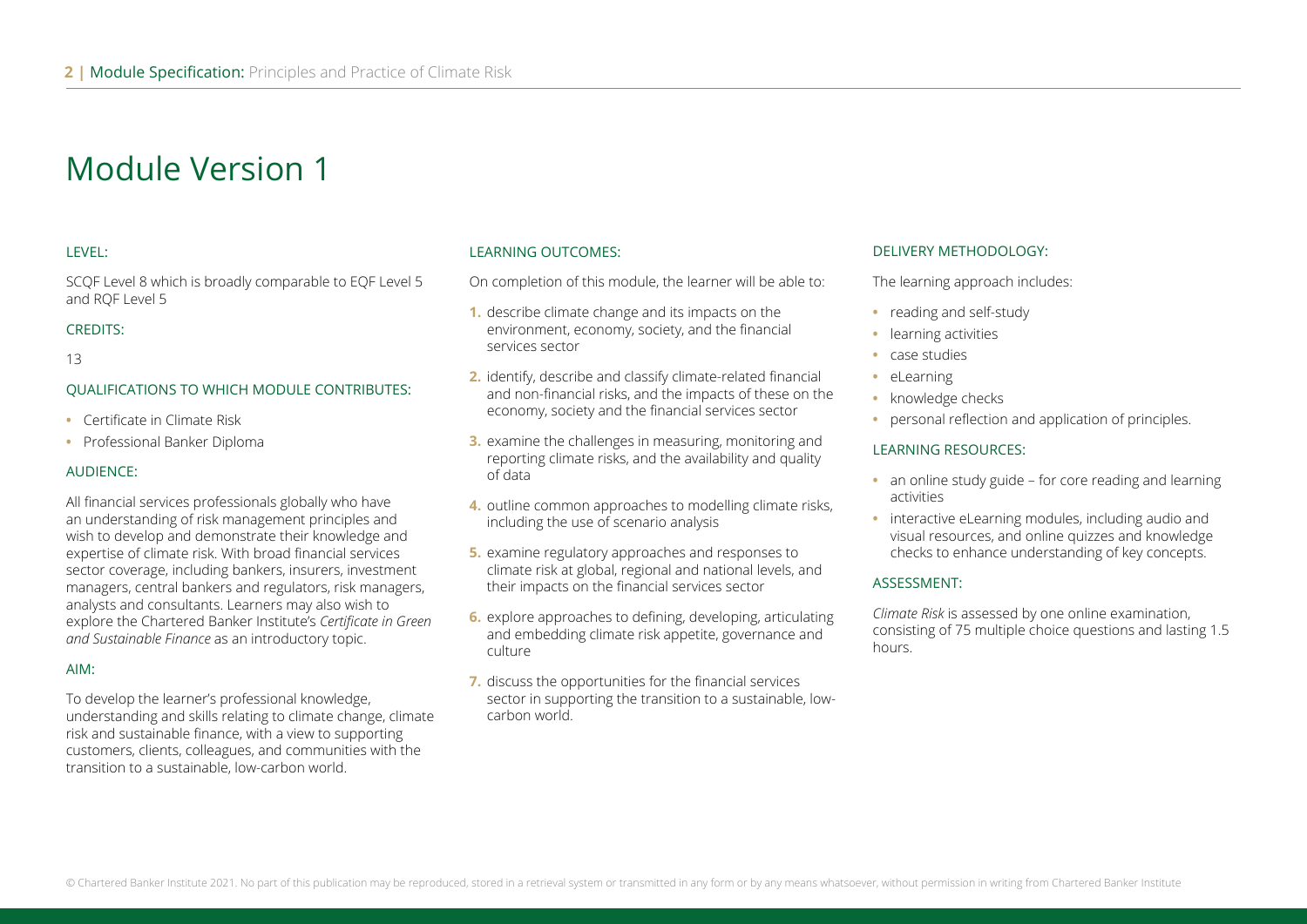# Module Version 1

### LEVEL:

SCQF Level 8 which is broadly comparable to EQF Level 5 and RQF Level 5

### CREDITS:

13

### QUALIFICATIONS TO WHICH MODULE CONTRIBUTES:

- Certificate in Climate Risk
- Professional Banker Diploma

### AUDIENCE:

All financial services professionals globally who have an understanding of risk management principles and wish to develop and demonstrate their knowledge and expertise of climate risk. With broad financial services sector coverage, including bankers, insurers, investment managers, central bankers and regulators, risk managers, analysts and consultants. Learners may also wish to explore the Chartered Banker Institute's *Certificate in Green and Sustainable Finance* as an introductory topic.

### AIM:

To develop the learner's professional knowledge, understanding and skills relating to climate change, climate risk and sustainable finance, with a view to supporting customers, clients, colleagues, and communities with the transition to a sustainable, low-carbon world.

### LEARNING OUTCOMES:

On completion of this module, the learner will be able to:

1. describe climate change and its impacts on the environment, economy, society, and the financial services sector
2. identify, describe and classify climate-related financial and non-financial risks, and the impacts of these on the economy, society and the financial services sector
3. examine the challenges in measuring, monitoring and reporting climate risks, and the availability and quality of data
4. outline common approaches to modelling climate risks, including the use of scenario analysis
5. examine regulatory approaches and responses to climate risk at global, regional and national levels, and their impacts on the financial services sector
6. explore approaches to defining, developing, articulating and embedding climate risk appetite, governance and culture
7. discuss the opportunities for the financial services sector in supporting the transition to a sustainable, low-carbon world.

### DELIVERY METHODOLOGY:

The learning approach includes:

- reading and self-study
- learning activities
- case studies
- eLearning
- knowledge checks
- personal reflection and application of principles.

### LEARNING RESOURCES:

- an online study guide – for core reading and learning activities
- interactive eLearning modules, including audio and visual resources, and online quizzes and knowledge checks to enhance understanding of key concepts.

### ASSESSMENT:

*Climate Risk* is assessed by one online examination, consisting of 75 multiple choice questions and lasting 1.5 hours.

© Chartered Banker Institute 2021. No part of this publication may be reproduced, stored in a retrieval system or transmitted in any form or by any means whatsoever, without permission in writing from Chartered Banker Institute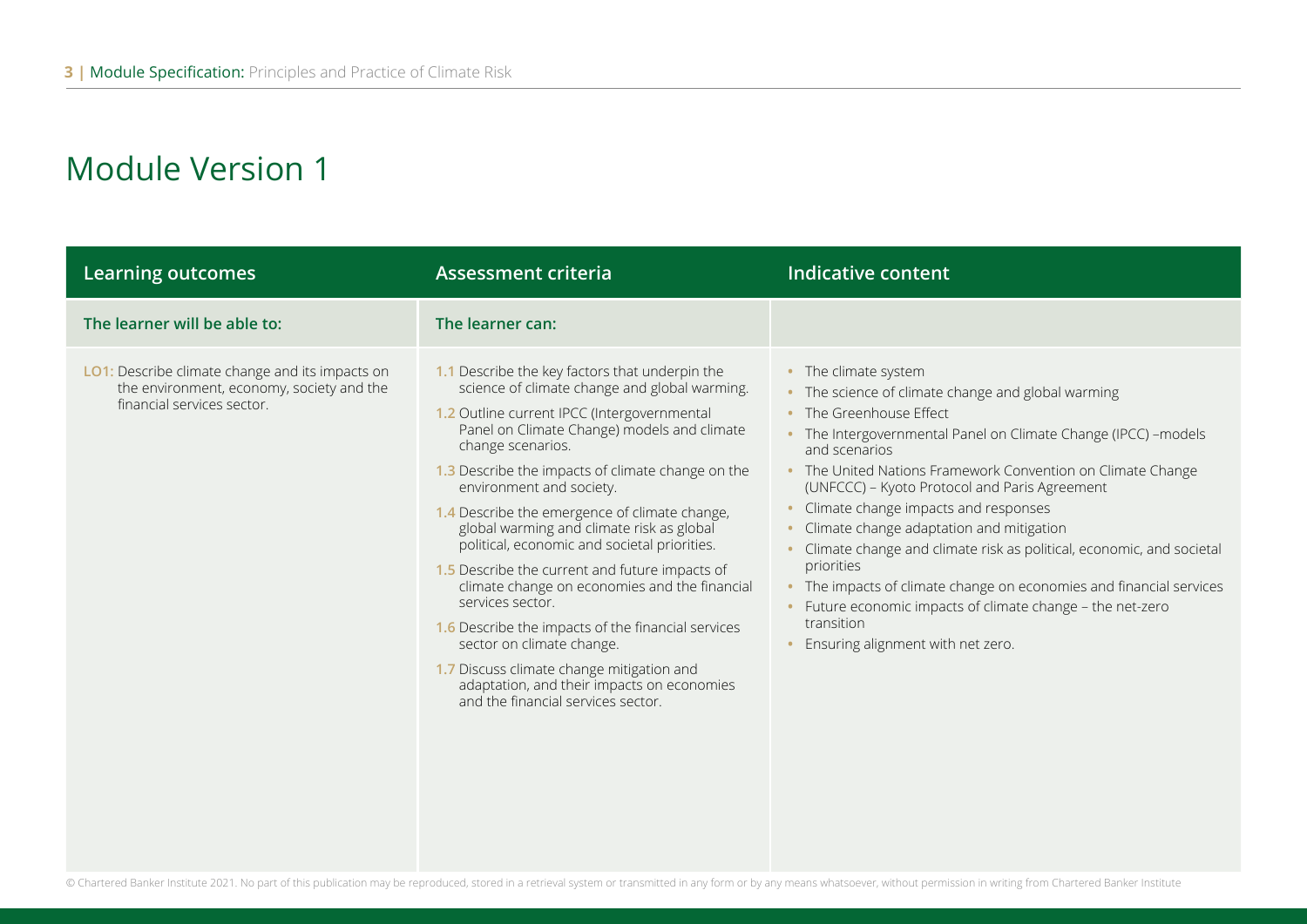# Module Version 1

| Learning outcomes | Assessment criteria | Indicative content |
|---|---|---|
| **The learner will be able to:** | **The learner can:** | |
| LO1: Describe climate change and its impacts on the environment, economy, society and the financial services sector. | 1.1 Describe the key factors that underpin the science of climate change and global warming.<br>1.2 Outline current IPCC (Intergovernmental Panel on Climate Change) models and climate change scenarios.<br>1.3 Describe the impacts of climate change on the environment and society.<br>1.4 Describe the emergence of climate change, global warming and climate risk as global political, economic and societal priorities.<br>1.5 Describe the current and future impacts of climate change on economies and the financial services sector.<br>1.6 Describe the impacts of the financial services sector on climate change.<br>1.7 Discuss climate change mitigation and adaptation, and their impacts on economies and the financial services sector. | • The climate system<br>• The science of climate change and global warming<br>• The Greenhouse Effect<br>• The Intergovernmental Panel on Climate Change (IPCC) –models and scenarios<br>• The United Nations Framework Convention on Climate Change (UNFCCC) – Kyoto Protocol and Paris Agreement<br>• Climate change impacts and responses<br>• Climate change adaptation and mitigation<br>• Climate change and climate risk as political, economic, and societal priorities<br>• The impacts of climate change on economies and financial services<br>• Future economic impacts of climate change – the net-zero transition<br>• Ensuring alignment with net zero. |

© Chartered Banker Institute 2021. No part of this publication may be reproduced, stored in a retrieval system or transmitted in any form or by any means whatsoever, without permission in writing from Chartered Banker Institute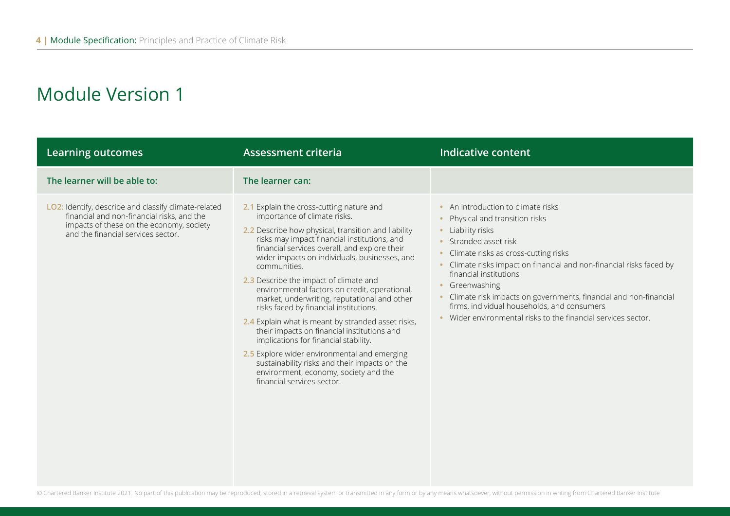## Module Version 1

| Learning outcomes | Assessment criteria | Indicative content |
|---|---|---|
| **The learner will be able to:** | **The learner can:** | |
| **LO2:** Identify, describe and classify climate-related financial and non-financial risks, and the impacts of these on the economy, society and the financial services sector. | **2.1** Explain the cross-cutting nature and importance of climate risks.<br><br>**2.2** Describe how physical, transition and liability risks may impact financial institutions, and financial services overall, and explore their wider impacts on individuals, businesses, and communities.<br><br>**2.3** Describe the impact of climate and environmental factors on credit, operational, market, underwriting, reputational and other risks faced by financial institutions.<br><br>**2.4** Explain what is meant by stranded asset risks, their impacts on financial institutions and implications for financial stability.<br><br>**2.5** Explore wider environmental and emerging sustainability risks and their impacts on the environment, economy, society and the financial services sector. | • An introduction to climate risks<br>• Physical and transition risks<br>• Liability risks<br>• Stranded asset risk<br>• Climate risks as cross-cutting risks<br>• Climate risks impact on financial and non-financial risks faced by financial institutions<br>• Greenwashing<br>• Climate risk impacts on governments, financial and non-financial firms, individual households, and consumers<br>• Wider environmental risks to the financial services sector. |

© Chartered Banker Institute 2021. No part of this publication may be reproduced, stored in a retrieval system or transmitted in any form or by any means whatsoever, without permission in writing from Chartered Banker Institute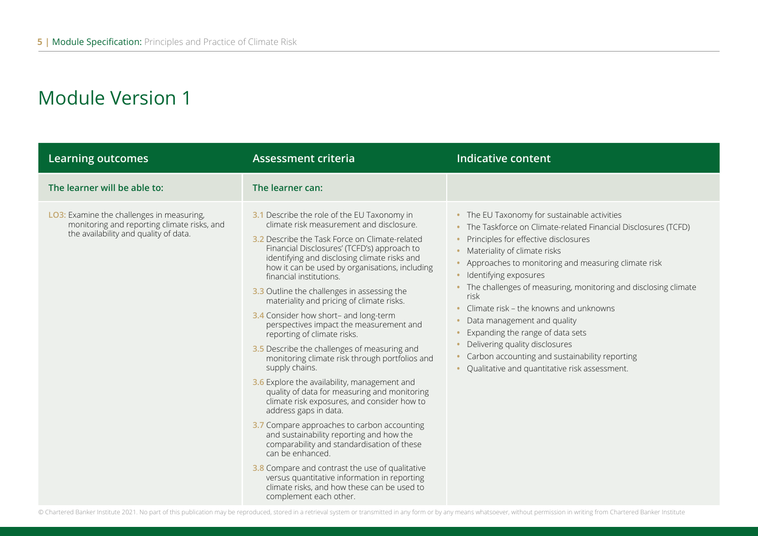# Module Version 1

| Learning outcomes | Assessment criteria | Indicative content |
|---|---|---|
| **The learner will be able to:** | **The learner can:** | |
| LO3: Examine the challenges in measuring, monitoring and reporting climate risks, and the availability and quality of data. | 3.1 Describe the role of the EU Taxonomy in climate risk measurement and disclosure.<br><br>3.2 Describe the Task Force on Climate-related Financial Disclosures' (TCFD's) approach to identifying and disclosing climate risks and how it can be used by organisations, including financial institutions.<br><br>3.3 Outline the challenges in assessing the materiality and pricing of climate risks.<br><br>3.4 Consider how short– and long-term perspectives impact the measurement and reporting of climate risks.<br><br>3.5 Describe the challenges of measuring and monitoring climate risk through portfolios and supply chains.<br><br>3.6 Explore the availability, management and quality of data for measuring and monitoring climate risk exposures, and consider how to address gaps in data.<br><br>3.7 Compare approaches to carbon accounting and sustainability reporting and how the comparability and standardisation of these can be enhanced.<br><br>3.8 Compare and contrast the use of qualitative versus quantitative information in reporting climate risks, and how these can be used to complement each other. | • The EU Taxonomy for sustainable activities<br>• The Taskforce on Climate-related Financial Disclosures (TCFD)<br>• Principles for effective disclosures<br>• Materiality of climate risks<br>• Approaches to monitoring and measuring climate risk<br>• Identifying exposures<br>• The challenges of measuring, monitoring and disclosing climate risk<br>• Climate risk – the knowns and unknowns<br>• Data management and quality<br>• Expanding the range of data sets<br>• Delivering quality disclosures<br>• Carbon accounting and sustainability reporting<br>• Qualitative and quantitative risk assessment. |

© Chartered Banker Institute 2021. No part of this publication may be reproduced, stored in a retrieval system or transmitted in any form or by any means whatsoever, without permission in writing from Chartered Banker Institute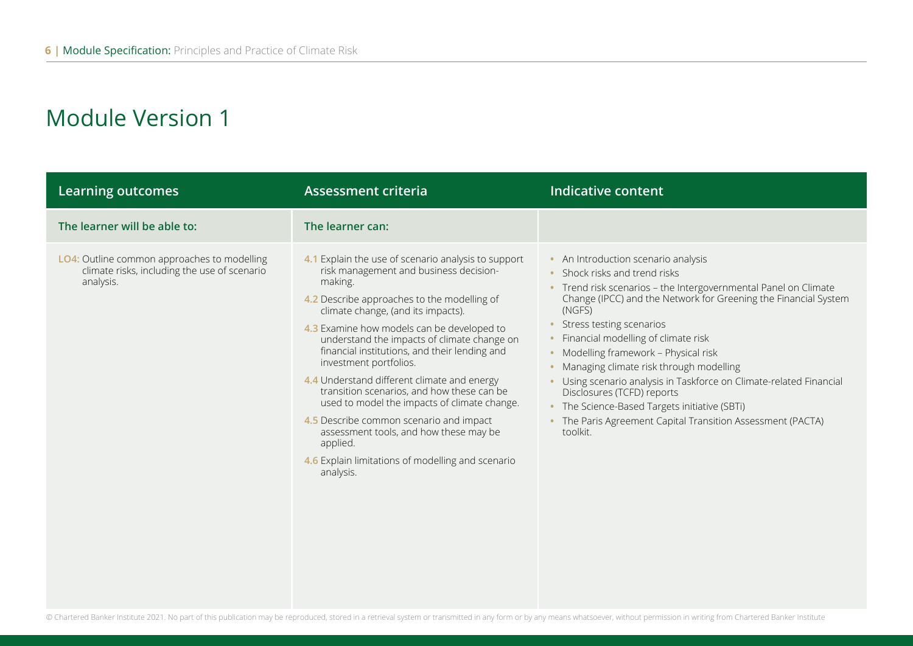# Module Version 1

| Learning outcomes | Assessment criteria | Indicative content |
| --- | --- | --- |
| **The learner will be able to:** | **The learner can:** | |
| LO4: Outline common approaches to modelling climate risks, including the use of scenario analysis. | 4.1 Explain the use of scenario analysis to support risk management and business decision-making.<br>4.2 Describe approaches to the modelling of climate change, (and its impacts).<br>4.3 Examine how models can be developed to understand the impacts of climate change on financial institutions, and their lending and investment portfolios.<br>4.4 Understand different climate and energy transition scenarios, and how these can be used to model the impacts of climate change.<br>4.5 Describe common scenario and impact assessment tools, and how these may be applied.<br>4.6 Explain limitations of modelling and scenario analysis. | • An Introduction scenario analysis<br>• Shock risks and trend risks<br>• Trend risk scenarios – the Intergovernmental Panel on Climate Change (IPCC) and the Network for Greening the Financial System (NGFS)<br>• Stress testing scenarios<br>• Financial modelling of climate risk<br>• Modelling framework – Physical risk<br>• Managing climate risk through modelling<br>• Using scenario analysis in Taskforce on Climate-related Financial Disclosures (TCFD) reports<br>• The Science-Based Targets initiative (SBTi)<br>• The Paris Agreement Capital Transition Assessment (PACTA) toolkit. |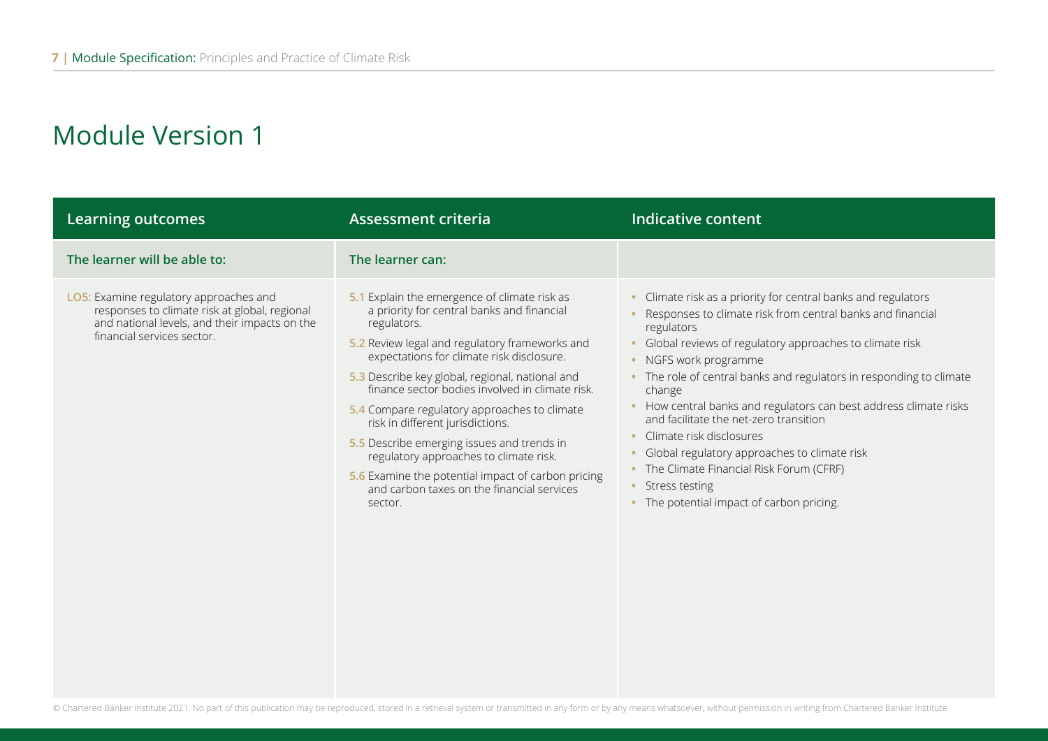# Module Version 1

| Learning outcomes | Assessment criteria | Indicative content |
|---|---|---|
| **The learner will be able to:** | **The learner can:** | |
| **LO5:** Examine regulatory approaches and responses to climate risk at global, regional and national levels, and their impacts on the financial services sector. | **5.1** Explain the emergence of climate risk as a priority for central banks and financial regulators.<br>**5.2** Review legal and regulatory frameworks and expectations for climate risk disclosure.<br>**5.3** Describe key global, regional, national and finance sector bodies involved in climate risk.<br>**5.4** Compare regulatory approaches to climate risk in different jurisdictions.<br>**5.5** Describe emerging issues and trends in regulatory approaches to climate risk.<br>**5.6** Examine the potential impact of carbon pricing and carbon taxes on the financial services sector. | • Climate risk as a priority for central banks and regulators<br>• Responses to climate risk from central banks and financial regulators<br>• Global reviews of regulatory approaches to climate risk<br>• NGFS work programme<br>• The role of central banks and regulators in responding to climate change<br>• How central banks and regulators can best address climate risks and facilitate the net-zero transition<br>• Climate risk disclosures<br>• Global regulatory approaches to climate risk<br>• The Climate Financial Risk Forum (CFRF)<br>• Stress testing<br>• The potential impact of carbon pricing. |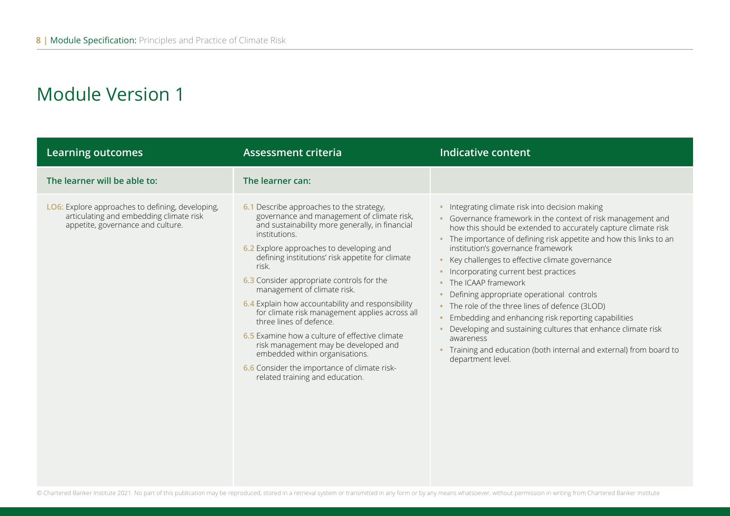# Module Version 1

| Learning outcomes | Assessment criteria | Indicative content |
|---|---|---|
| **The learner will be able to:** | **The learner can:** | |
| **LO6:** Explore approaches to defining, developing, articulating and embedding climate risk appetite, governance and culture. | **6.1** Describe approaches to the strategy, governance and management of climate risk, and sustainability more generally, in financial institutions.<br>**6.2** Explore approaches to developing and defining institutions' risk appetite for climate risk.<br>**6.3** Consider appropriate controls for the management of climate risk.<br>**6.4** Explain how accountability and responsibility for climate risk management applies across all three lines of defence.<br>**6.5** Examine how a culture of effective climate risk management may be developed and embedded within organisations.<br>**6.6** Consider the importance of climate risk-related training and education. | • Integrating climate risk into decision making<br>• Governance framework in the context of risk management and how this should be extended to accurately capture climate risk<br>• The importance of defining risk appetite and how this links to an institution's governance framework<br>• Key challenges to effective climate governance<br>• Incorporating current best practices<br>• The ICAAP framework<br>• Defining appropriate operational controls<br>• The role of the three lines of defence (3LOD)<br>• Embedding and enhancing risk reporting capabilities<br>• Developing and sustaining cultures that enhance climate risk awareness<br>• Training and education (both internal and external) from board to department level. |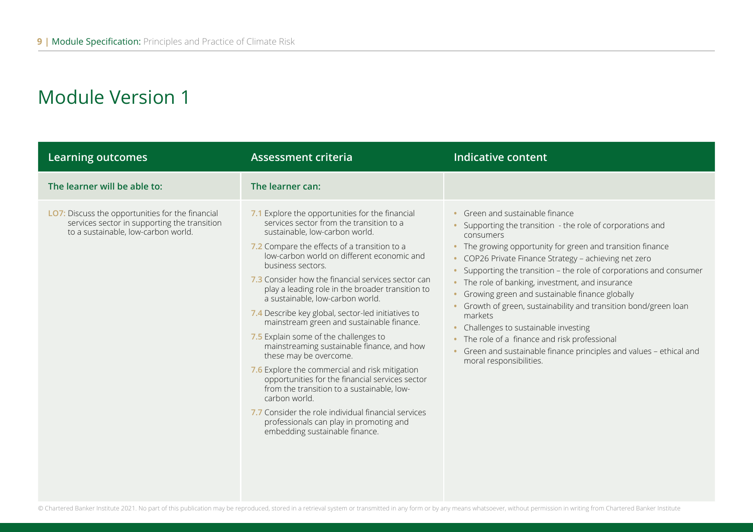# Module Version 1

| Learning outcomes | Assessment criteria | Indicative content |
|---|---|---|
| **The learner will be able to:** | **The learner can:** | |
| **LO7:** Discuss the opportunities for the financial services sector in supporting the transition to a sustainable, low-carbon world. | **7.1** Explore the opportunities for the financial services sector from the transition to a sustainable, low-carbon world.<br>**7.2** Compare the effects of a transition to a low-carbon world on different economic and business sectors.<br>**7.3** Consider how the financial services sector can play a leading role in the broader transition to a sustainable, low-carbon world.<br>**7.4** Describe key global, sector-led initiatives to mainstream green and sustainable finance.<br>**7.5** Explain some of the challenges to mainstreaming sustainable finance, and how these may be overcome.<br>**7.6** Explore the commercial and risk mitigation opportunities for the financial services sector from the transition to a sustainable, low-carbon world.<br>**7.7** Consider the role individual financial services professionals can play in promoting and embedding sustainable finance. | • Green and sustainable finance<br>• Supporting the transition - the role of corporations and consumers<br>• The growing opportunity for green and transition finance<br>• COP26 Private Finance Strategy – achieving net zero<br>• Supporting the transition – the role of corporations and consumer<br>• The role of banking, investment, and insurance<br>• Growing green and sustainable finance globally<br>• Growth of green, sustainability and transition bond/green loan markets<br>• Challenges to sustainable investing<br>• The role of a finance and risk professional<br>• Green and sustainable finance principles and values – ethical and moral responsibilities. |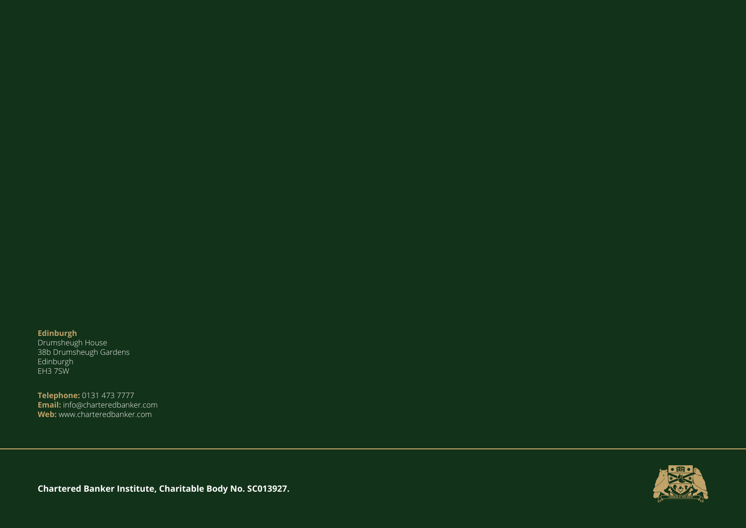**Edinburgh**
Drumsheugh House
38b Drumsheugh Gardens
Edinburgh
EH3 7SW

**Telephone:** 0131 473 7777
**Email:** info@charteredbanker.com
**Web:** www.charteredbanker.com

**Chartered Banker Institute, Charitable Body No. SC013927.**